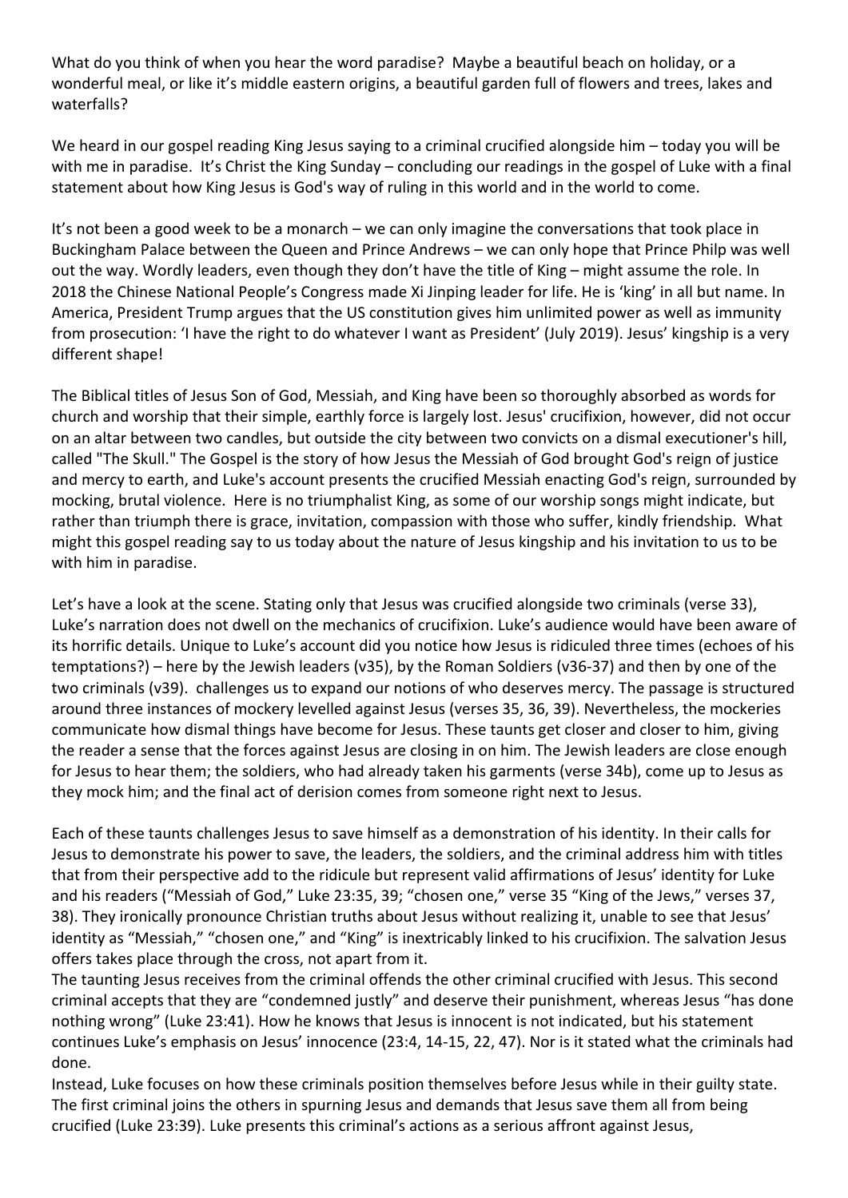What do you think of when you hear the word paradise? Maybe a beautiful beach on holiday, or a wonderful meal, or like it's middle eastern origins, a beautiful garden full of flowers and trees, lakes and waterfalls?

We heard in our gospel reading King Jesus saying to a criminal crucified alongside him – today you will be with me in paradise. It's Christ the King Sunday – concluding our readings in the gospel of Luke with a final statement about how King Jesus is God's way of ruling in this world and in the world to come.

It's not been a good week to be a monarch – we can only imagine the conversations that took place in Buckingham Palace between the Queen and Prince Andrews – we can only hope that Prince Philp was well out the way. Wordly leaders, even though they don't have the title of King – might assume the role. In 2018 the Chinese National People's Congress made Xi Jinping leader for life. He is 'king' in all but name. In America, President Trump argues that the US constitution gives him unlimited power as well as immunity from prosecution: 'I have the right to do whatever I want as President' (July 2019). Jesus' kingship is a very different shape!

The Biblical titles of Jesus Son of God, Messiah, and King have been so thoroughly absorbed as words for church and worship that their simple, earthly force is largely lost. Jesus' crucifixion, however, did not occur on an altar between two candles, but outside the city between two convicts on a dismal executioner's hill, called "The Skull." The Gospel is the story of how Jesus the Messiah of God brought God's reign of justice and mercy to earth, and Luke's account presents the crucified Messiah enacting God's reign, surrounded by mocking, brutal violence. Here is no triumphalist King, as some of our worship songs might indicate, but rather than triumph there is grace, invitation, compassion with those who suffer, kindly friendship. What might this gospel reading say to us today about the nature of Jesus kingship and his invitation to us to be with him in paradise.

Let's have a look at the scene. Stating only that Jesus was crucified alongside two criminals (verse 33), Luke's narration does not dwell on the mechanics of crucifixion. Luke's audience would have been aware of its horrific details. Unique to Luke's account did you notice how Jesus is ridiculed three times (echoes of his temptations?) – here by the Jewish leaders (v35), by the Roman Soldiers (v36-37) and then by one of the two criminals (v39). challenges us to expand our notions of who deserves mercy. The passage is structured around three instances of mockery levelled against Jesus (verses 35, 36, 39). Nevertheless, the mockeries communicate how dismal things have become for Jesus. These taunts get closer and closer to him, giving the reader a sense that the forces against Jesus are closing in on him. The Jewish leaders are close enough for Jesus to hear them; the soldiers, who had already taken his garments (verse 34b), come up to Jesus as they mock him; and the final act of derision comes from someone right next to Jesus.

Each of these taunts challenges Jesus to save himself as a demonstration of his identity. In their calls for Jesus to demonstrate his power to save, the leaders, the soldiers, and the criminal address him with titles that from their perspective add to the ridicule but represent valid affirmations of Jesus' identity for Luke and his readers ("Messiah of God," Luke 23:35, 39; "chosen one," verse 35 "King of the Jews," verses 37, 38). They ironically pronounce Christian truths about Jesus without realizing it, unable to see that Jesus' identity as "Messiah," "chosen one," and "King" is inextricably linked to his crucifixion. The salvation Jesus offers takes place through the cross, not apart from it.

The taunting Jesus receives from the criminal offends the other criminal crucified with Jesus. This second criminal accepts that they are "condemned justly" and deserve their punishment, whereas Jesus "has done nothing wrong" (Luke 23:41). How he knows that Jesus is innocent is not indicated, but his statement continues Luke's emphasis on Jesus' innocence (23:4, 14-15, 22, 47). Nor is it stated what the criminals had done.

Instead, Luke focuses on how these criminals position themselves before Jesus while in their guilty state. The first criminal joins the others in spurning Jesus and demands that Jesus save them all from being crucified (Luke 23:39). Luke presents this criminal's actions as a serious affront against Jesus,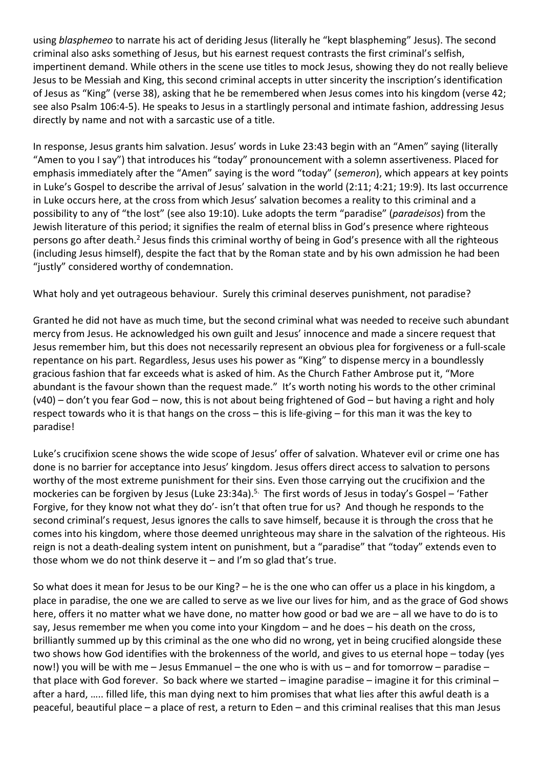using *blasphemeo* to narrate his act of deriding Jesus (literally he "kept blaspheming" Jesus). The second criminal also asks something of Jesus, but his earnest request contrasts the first criminal's selfish, impertinent demand. While others in the scene use titles to mock Jesus, showing they do not really believe Jesus to be Messiah and King, this second criminal accepts in utter sincerity the inscription's identification of Jesus as "King" (verse 38), asking that he be remembered when Jesus comes into his kingdom (verse 42; see also Psalm 106:4-5). He speaks to Jesus in a startlingly personal and intimate fashion, addressing Jesus directly by name and not with a sarcastic use of a title.

In response, Jesus grants him salvation. Jesus' words in Luke 23:43 begin with an "Amen" saying (literally "Amen to you I say") that introduces his "today" pronouncement with a solemn assertiveness. Placed for emphasis immediately after the "Amen" saying is the word "today" (*semeron*), which appears at key points in Luke's Gospel to describe the arrival of Jesus' salvation in the world (2:11; 4:21; 19:9). Its last occurrence in Luke occurs here, at the cross from which Jesus' salvation becomes a reality to this criminal and a possibility to any of "the lost" (see also 19:10). Luke adopts the term "paradise" (*paradeisos*) from the Jewish literature of this period; it signifies the realm of eternal bliss in God's presence where righteous persons go after death.[2] Jesus finds this criminal worthy of being in God's presence with all the righteous (including Jesus himself), despite the fact that by the Roman state and by his own admission he had been "justly" considered worthy of condemnation.

What holy and yet outrageous behaviour. Surely this criminal deserves punishment, not paradise?

Granted he did not have as much time, but the second criminal what was needed to receive such abundant mercy from Jesus. He acknowledged his own guilt and Jesus' innocence and made a sincere request that Jesus remember him, but this does not necessarily represent an obvious plea for forgiveness or a full-scale repentance on his part. Regardless, Jesus uses his power as "King" to dispense mercy in a boundlessly gracious fashion that far exceeds what is asked of him. As the Church Father Ambrose put it, "More abundant is the favour shown than the request made." It's worth noting his words to the other criminal (v40) – don't you fear God – now, this is not about being frightened of God – but having a right and holy respect towards who it is that hangs on the cross – this is life-giving – for this man it was the key to paradise!

Luke's crucifixion scene shows the wide scope of Jesus' offer of salvation. Whatever evil or crime one has done is no barrier for acceptance into Jesus' kingdom. Jesus offers direct access to salvation to persons worthy of the most extreme punishment for their sins. Even those carrying out the crucifixion and the mockeries can be forgiven by Jesus (Luke 23:34a).[5.] The first words of Jesus in today's Gospel – 'Father Forgive, for they know not what they do'- isn't that often true for us? And though he responds to the second criminal's request, Jesus ignores the calls to save himself, because it is through the cross that he comes into his kingdom, where those deemed unrighteous may share in the salvation of the righteous. His reign is not a death-dealing system intent on punishment, but a "paradise" that "today" extends even to those whom we do not think deserve it – and I'm so glad that's true.

So what does it mean for Jesus to be our King? – he is the one who can offer us a place in his kingdom, a place in paradise, the one we are called to serve as we live our lives for him, and as the grace of God shows here, offers it no matter what we have done, no matter how good or bad we are – all we have to do is to say, Jesus remember me when you come into your Kingdom – and he does – his death on the cross, brilliantly summed up by this criminal as the one who did no wrong, yet in being crucified alongside these two shows how God identifies with the brokenness of the world, and gives to us eternal hope – today (yes now!) you will be with me – Jesus Emmanuel – the one who is with us – and for tomorrow – paradise – that place with God forever. So back where we started – imagine paradise – imagine it for this criminal – after a hard, ….. filled life, this man dying next to him promises that what lies after this awful death is a peaceful, beautiful place – a place of rest, a return to Eden – and this criminal realises that this man Jesus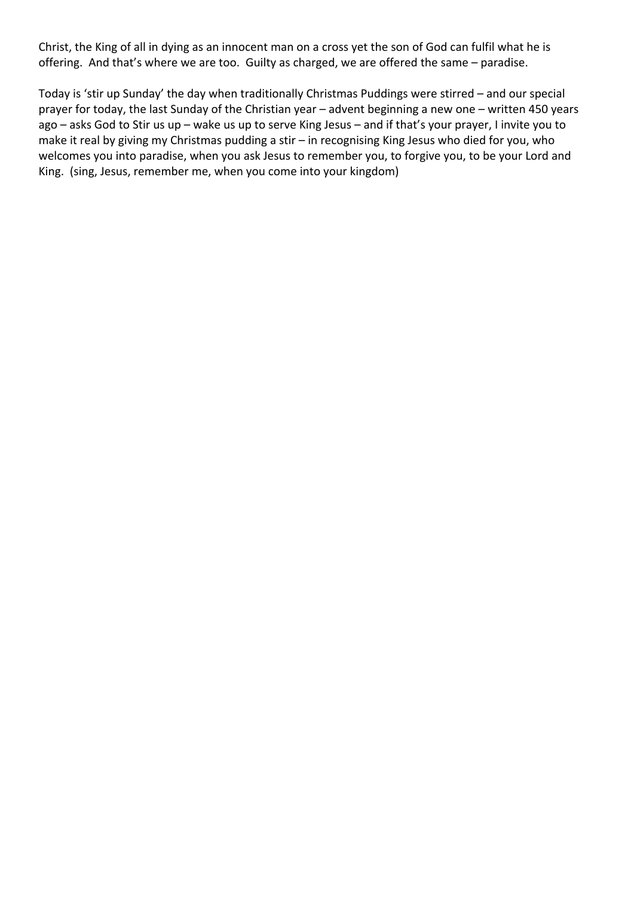Christ, the King of all in dying as an innocent man on a cross yet the son of God can fulfil what he is offering. And that's where we are too. Guilty as charged, we are offered the same – paradise.

Today is 'stir up Sunday' the day when traditionally Christmas Puddings were stirred – and our special prayer for today, the last Sunday of the Christian year – advent beginning a new one – written 450 years ago – asks God to Stir us up – wake us up to serve King Jesus – and if that's your prayer, I invite you to make it real by giving my Christmas pudding a stir – in recognising King Jesus who died for you, who welcomes you into paradise, when you ask Jesus to remember you, to forgive you, to be your Lord and King. (sing, Jesus, remember me, when you come into your kingdom)